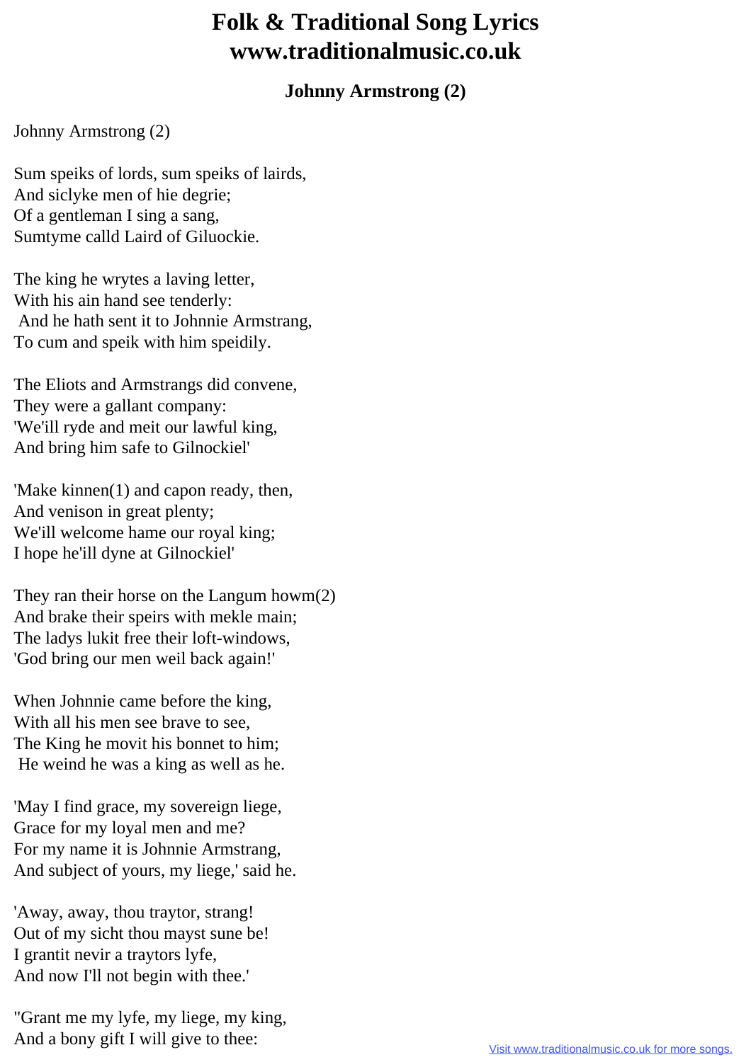# Folk & Traditional Song Lyrics
# www.traditionalmusic.co.uk

### Johnny Armstrong (2)

Johnny Armstrong (2)

Sum speiks of lords, sum speiks of lairds,
And siclyke men of hie degrie;
Of a gentleman I sing a sang,
Sumtyme calld Laird of Giluockie.

The king he wrytes a laving letter,
With his ain hand see tenderly:
And he hath sent it to Johnnie Armstrang,
To cum and speik with him speidily.

The Eliots and Armstrangs did convene,
They were a gallant company:
'We'ill ryde and meit our lawful king,
And bring him safe to Gilnockiel'

'Make kinnen(1) and capon ready, then,
And venison in great plenty;
We'ill welcome hame our royal king;
I hope he'ill dyne at Gilnockiel'

They ran their horse on the Langum howm(2)
And brake their speirs with mekle main;
The ladys lukit free their loft-windows,
'God bring our men weil back again!'

When Johnnie came before the king,
With all his men see brave to see,
The King he movit his bonnet to him;
He weind he was a king as well as he.

'May I find grace, my sovereign liege,
Grace for my loyal men and me?
For my name it is Johnnie Armstrang,
And subject of yours, my liege,' said he.

'Away, away, thou traytor, strang!
Out of my sicht thou mayst sune be!
I grantit nevir a traytors lyfe,
And now I'll not begin with thee.'

"Grant me my lyfe, my liege, my king,
And a bony gift I will give to thee: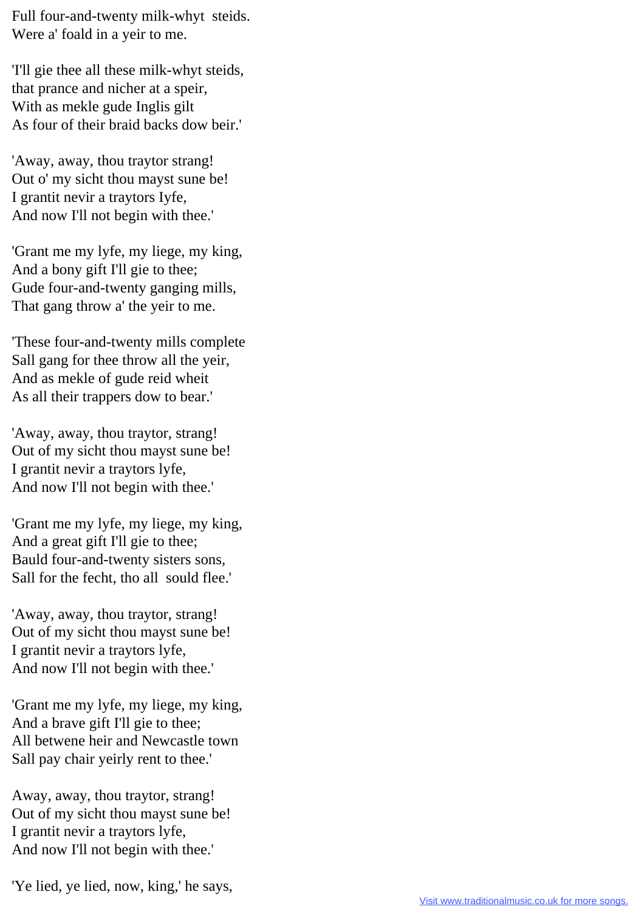Full four-and-twenty milk-whyt steids.
Were a' foald in a yeir to me.

'I'll gie thee all these milk-whyt steids,
that prance and nicher at a speir,
With as mekle gude Inglis gilt
As four of their braid backs dow beir.'

'Away, away, thou traytor strang!
Out o' my sicht thou mayst sune be!
I grantit nevir a traytors Iyfe,
And now I'll not begin with thee.'

'Grant me my lyfe, my liege, my king,
And a bony gift I'll gie to thee;
Gude four-and-twenty ganging mills,
That gang throw a' the yeir to me.

'These four-and-twenty mills complete
Sall gang for thee throw all the yeir,
And as mekle of gude reid wheit
As all their trappers dow to bear.'

'Away, away, thou traytor, strang!
Out of my sicht thou mayst sune be!
I grantit nevir a traytors lyfe,
And now I'll not begin with thee.'

'Grant me my lyfe, my liege, my king,
And a great gift I'll gie to thee;
Bauld four-and-twenty sisters sons,
Sall for the fecht, tho all sould flee.'

'Away, away, thou traytor, strang!
Out of my sicht thou mayst sune be!
I grantit nevir a traytors lyfe,
And now I'll not begin with thee.'

'Grant me my lyfe, my liege, my king,
And a brave gift I'll gie to thee;
All betwene heir and Newcastle town
Sall pay chair yeirly rent to thee.'

Away, away, thou traytor, strang!
Out of my sicht thou mayst sune be!
I grantit nevir a traytors lyfe,
And now I'll not begin with thee.'

'Ye lied, ye lied, now, king,' he says,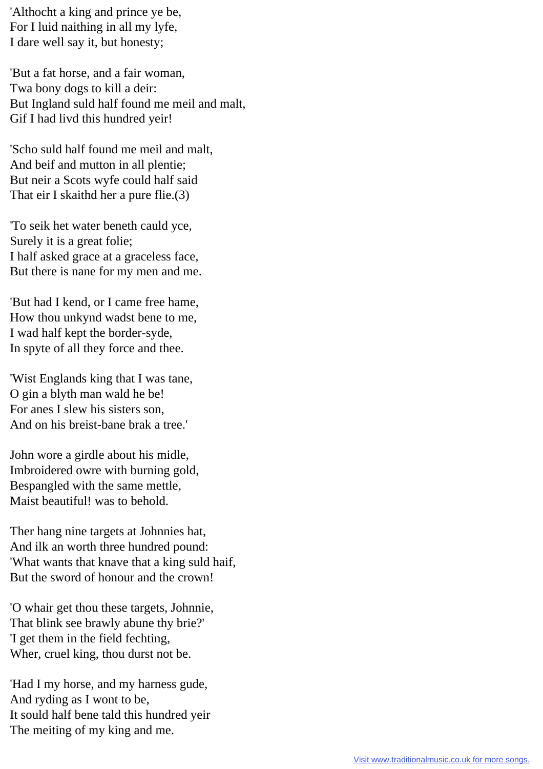'Althocht a king and prince ye be,
For I luid naithing in all my lyfe,
I dare well say it, but honesty;

'But a fat horse, and a fair woman,
Twa bony dogs to kill a deir:
But Ingland suld half found me meil and malt,
Gif I had livd this hundred yeir!

'Scho suld half found me meil and malt,
And beif and mutton in all plentie;
But neir a Scots wyfe could half said
That eir I skaithd her a pure flie.(3)

'To seik het water beneth cauld yce,
Surely it is a great folie;
I half asked grace at a graceless face,
But there is nane for my men and me.

'But had I kend, or I came free hame,
How thou unkynd wadst bene to me,
I wad half kept the border-syde,
In spyte of all they force and thee.

'Wist Englands king that I was tane,
O gin a blyth man wald he be!
For anes I slew his sisters son,
And on his breist-bane brak a tree.'

John wore a girdle about his midle,
Imbroidered owre with burning gold,
Bespangled with the same mettle,
Maist beautiful! was to behold.

Ther hang nine targets at Johnnies hat,
And ilk an worth three hundred pound:
'What wants that knave that a king suld haif,
But the sword of honour and the crown!

'O whair get thou these targets, Johnnie,
That blink see brawly abune thy brie?'
'I get them in the field fechting,
Wher, cruel king, thou durst not be.

'Had I my horse, and my harness gude,
And ryding as I wont to be,
It sould half bene tald this hundred yeir
The meiting of my king and me.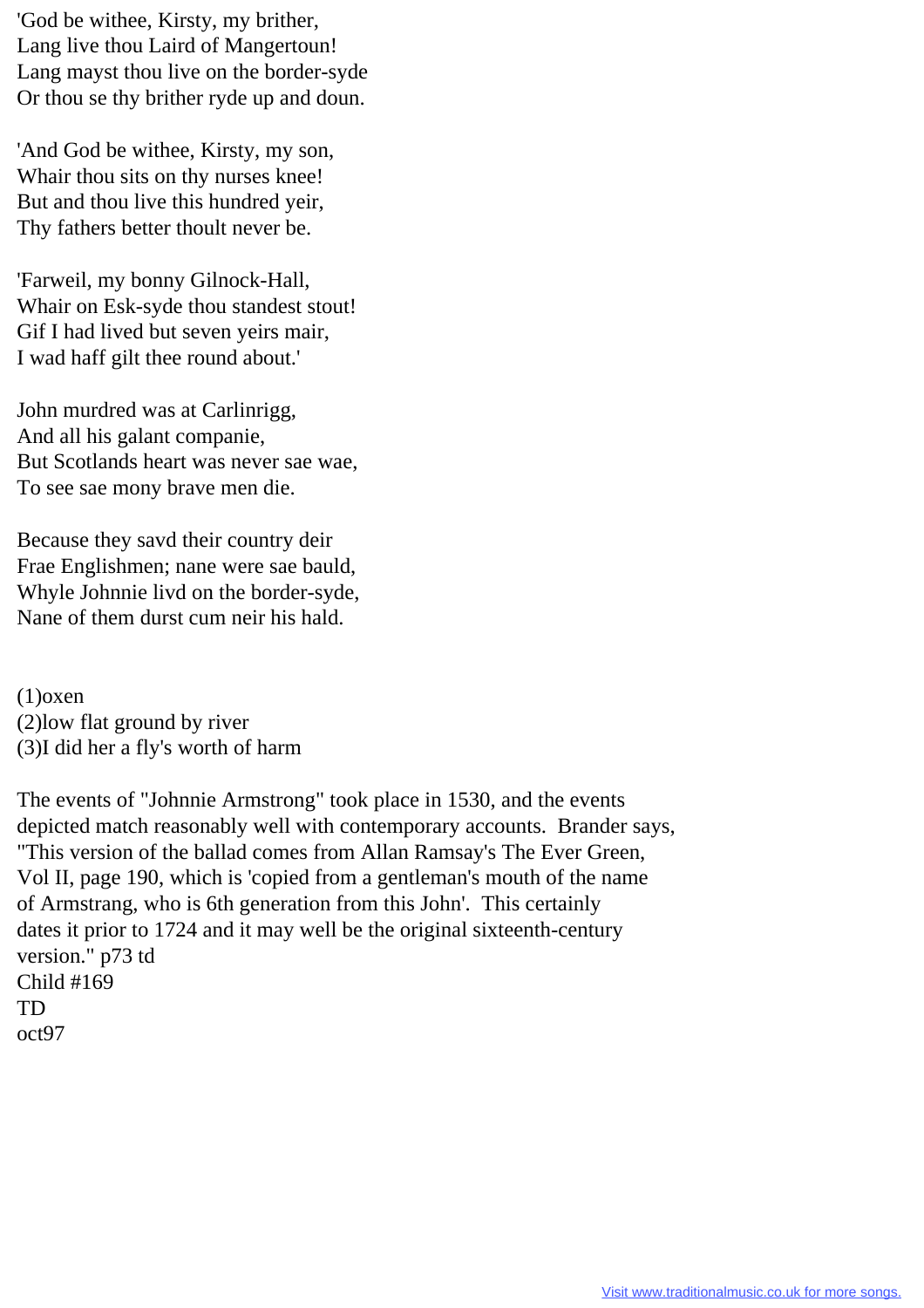'God be withee, Kirsty, my brither,
Lang live thou Laird of Mangertoun!
Lang mayst thou live on the border-syde
Or thou se thy brither ryde up and doun.

'And God be withee, Kirsty, my son,
Whair thou sits on thy nurses knee!
But and thou live this hundred yeir,
Thy fathers better thoult never be.

'Farweil, my bonny Gilnock-Hall,
Whair on Esk-syde thou standest stout!
Gif I had lived but seven yeirs mair,
I wad haff gilt thee round about.'

John murdred was at Carlinrigg,
And all his galant companie,
But Scotlands heart was never sae wae,
To see sae mony brave men die.

Because they savd their country deir
Frae Englishmen; nane were sae bauld,
Whyle Johnnie livd on the border-syde,
Nane of them durst cum neir his hald.

(1)oxen
(2)low flat ground by river
(3)I did her a fly's worth of harm

The events of "Johnnie Armstrong" took place in 1530, and the events depicted match reasonably well with contemporary accounts. Brander says, "This version of the ballad comes from Allan Ramsay's The Ever Green, Vol II, page 190, which is 'copied from a gentleman's mouth of the name of Armstrang, who is 6th generation from this John'. This certainly dates it prior to 1724 and it may well be the original sixteenth-century version." p73 td
Child #169
TD
oct97

Visit www.traditionalmusic.co.uk for more songs.